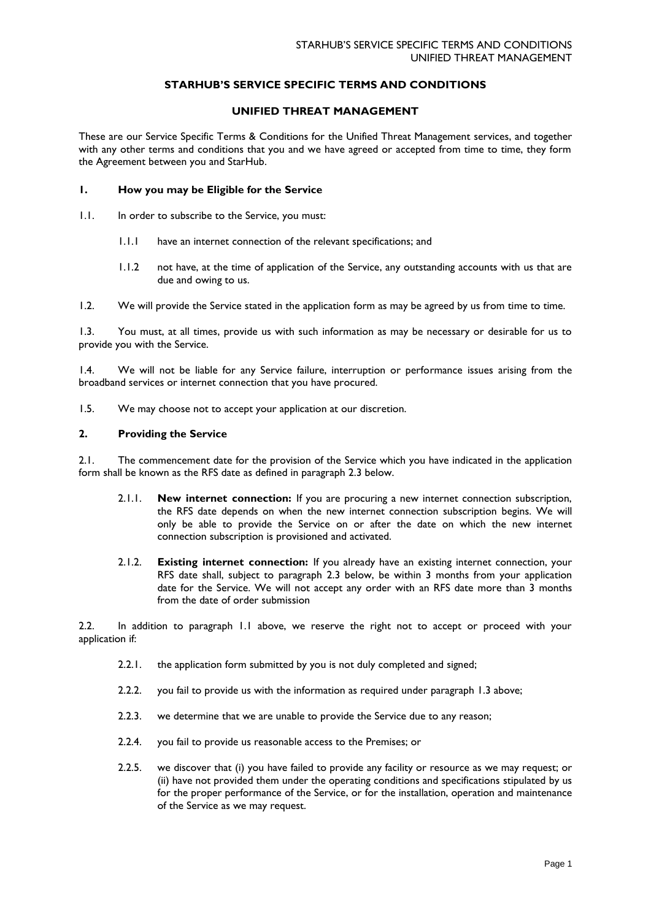# STARHUB'S SERVICE SPECIFIC TERMS AND CONDITIONS

## UNIFIED THREAT MANAGEMENT

These are our Service Specific Terms & Conditions for the Unified Threat Management services, and together with any other terms and conditions that you and we have agreed or accepted from time to time, they form the Agreement between you and StarHub.

### 1. How you may be Eligible for the Service

1.1. In order to subscribe to the Service, you must:

- 1.1.1 have an internet connection of the relevant specifications; and
- 1.1.2 not have, at the time of application of the Service, any outstanding accounts with us that are due and owing to us.

1.2. We will provide the Service stated in the application form as may be agreed by us from time to time.

1.3. You must, at all times, provide us with such information as may be necessary or desirable for us to provide you with the Service.

1.4. We will not be liable for any Service failure, interruption or performance issues arising from the broadband services or internet connection that you have procured.

1.5. We may choose not to accept your application at our discretion.

### 2. Providing the Service

2.1. The commencement date for the provision of the Service which you have indicated in the application form shall be known as the RFS date as defined in paragraph 2.3 below.

- 2.1.1. **New internet connection:** If you are procuring a new internet connection subscription, the RFS date depends on when the new internet connection subscription begins. We will only be able to provide the Service on or after the date on which the new internet connection subscription is provisioned and activated.
- 2.1.2. **Existing internet connection:** If you already have an existing internet connection, your RFS date shall, subject to paragraph 2.3 below, be within 3 months from your application date for the Service. We will not accept any order with an RFS date more than 3 months from the date of order submission

2.2. In addition to paragraph 1.1 above, we reserve the right not to accept or proceed with your application if:

- 2.2.1. the application form submitted by you is not duly completed and signed;
- 2.2.2. you fail to provide us with the information as required under paragraph 1.3 above;
- 2.2.3. we determine that we are unable to provide the Service due to any reason;
- 2.2.4. you fail to provide us reasonable access to the Premises; or
- 2.2.5. we discover that (i) you have failed to provide any facility or resource as we may request; or (ii) have not provided them under the operating conditions and specifications stipulated by us for the proper performance of the Service, or for the installation, operation and maintenance of the Service as we may request.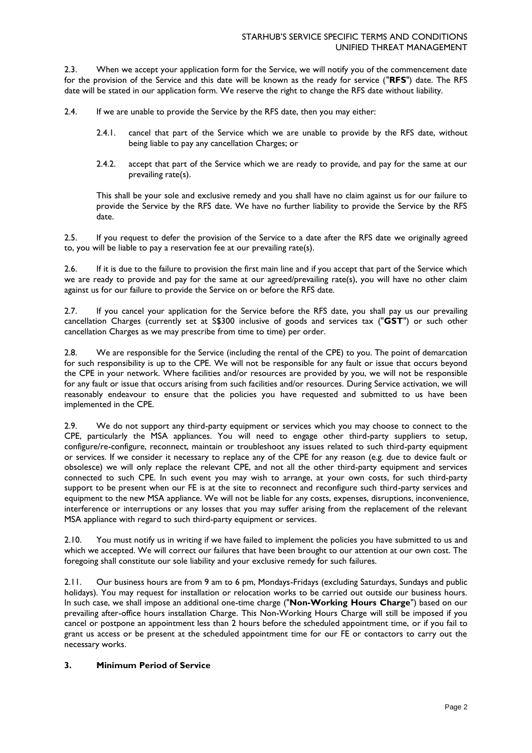2.3. When we accept your application form for the Service, we will notify you of the commencement date for the provision of the Service and this date will be known as the ready for service ("**RFS**") date. The RFS date will be stated in our application form. We reserve the right to change the RFS date without liability.

2.4. If we are unable to provide the Service by the RFS date, then you may either:

2.4.1. cancel that part of the Service which we are unable to provide by the RFS date, without being liable to pay any cancellation Charges; or

2.4.2. accept that part of the Service which we are ready to provide, and pay for the same at our prevailing rate(s).

This shall be your sole and exclusive remedy and you shall have no claim against us for our failure to provide the Service by the RFS date. We have no further liability to provide the Service by the RFS date.

2.5. If you request to defer the provision of the Service to a date after the RFS date we originally agreed to, you will be liable to pay a reservation fee at our prevailing rate(s).

2.6. If it is due to the failure to provision the first main line and if you accept that part of the Service which we are ready to provide and pay for the same at our agreed/prevailing rate(s), you will have no other claim against us for our failure to provide the Service on or before the RFS date.

2.7. If you cancel your application for the Service before the RFS date, you shall pay us our prevailing cancellation Charges (currently set at S$300 inclusive of goods and services tax ("**GST**") or such other cancellation Charges as we may prescribe from time to time) per order.

2.8. We are responsible for the Service (including the rental of the CPE) to you. The point of demarcation for such responsibility is up to the CPE. We will not be responsible for any fault or issue that occurs beyond the CPE in your network. Where facilities and/or resources are provided by you, we will not be responsible for any fault or issue that occurs arising from such facilities and/or resources. During Service activation, we will reasonably endeavour to ensure that the policies you have requested and submitted to us have been implemented in the CPE.

2.9. We do not support any third-party equipment or services which you may choose to connect to the CPE, particularly the MSA appliances. You will need to engage other third-party suppliers to setup, configure/re-configure, reconnect, maintain or troubleshoot any issues related to such third-party equipment or services. If we consider it necessary to replace any of the CPE for any reason (e.g. due to device fault or obsolesce) we will only replace the relevant CPE, and not all the other third-party equipment and services connected to such CPE. In such event you may wish to arrange, at your own costs, for such third-party support to be present when our FE is at the site to reconnect and reconfigure such third-party services and equipment to the new MSA appliance. We will not be liable for any costs, expenses, disruptions, inconvenience, interference or interruptions or any losses that you may suffer arising from the replacement of the relevant MSA appliance with regard to such third-party equipment or services.

2.10. You must notify us in writing if we have failed to implement the policies you have submitted to us and which we accepted. We will correct our failures that have been brought to our attention at our own cost. The foregoing shall constitute our sole liability and your exclusive remedy for such failures.

2.11. Our business hours are from 9 am to 6 pm, Mondays-Fridays (excluding Saturdays, Sundays and public holidays). You may request for installation or relocation works to be carried out outside our business hours. In such case, we shall impose an additional one-time charge ("**Non-Working Hours Charge**") based on our prevailing after-office hours installation Charge. This Non-Working Hours Charge will still be imposed if you cancel or postpone an appointment less than 2 hours before the scheduled appointment time, or if you fail to grant us access or be present at the scheduled appointment time for our FE or contactors to carry out the necessary works.

## 3. Minimum Period of Service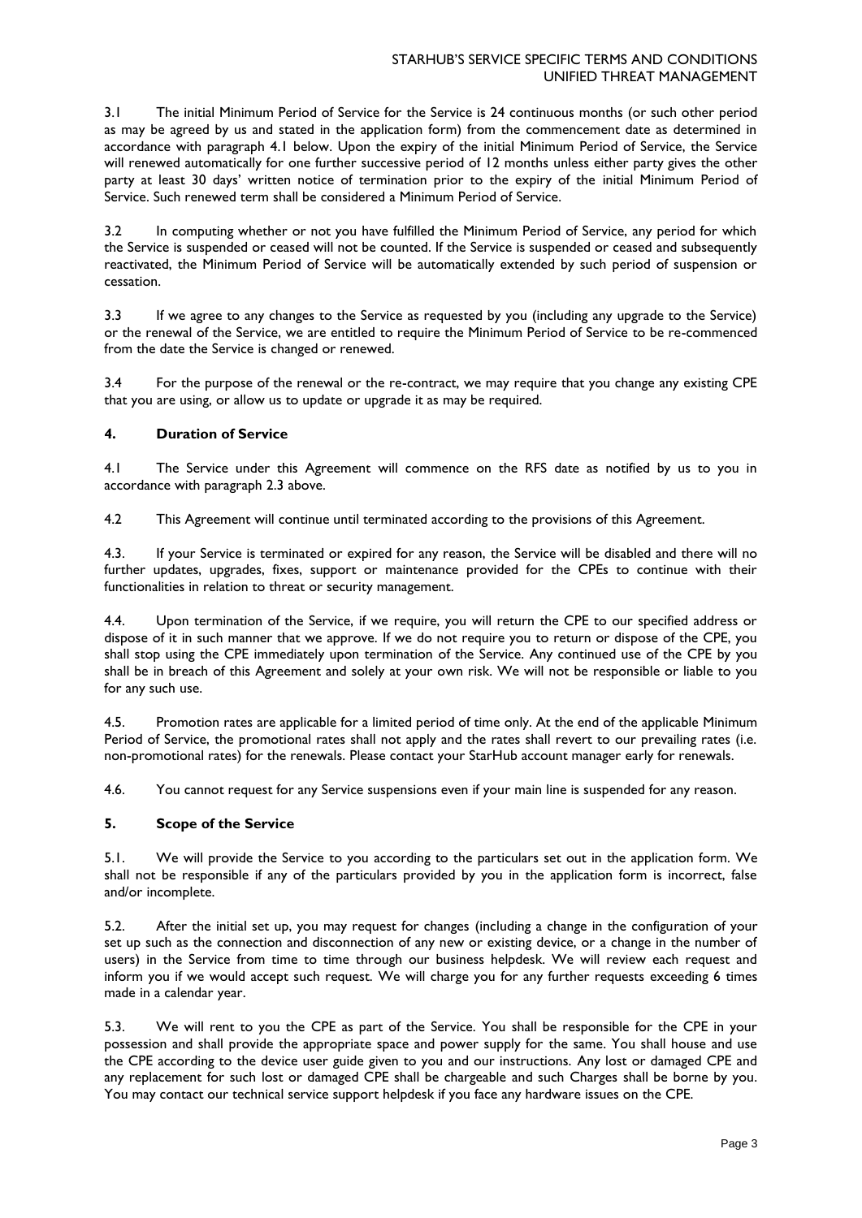3.1 The initial Minimum Period of Service for the Service is 24 continuous months (or such other period as may be agreed by us and stated in the application form) from the commencement date as determined in accordance with paragraph 4.1 below. Upon the expiry of the initial Minimum Period of Service, the Service will renewed automatically for one further successive period of 12 months unless either party gives the other party at least 30 days' written notice of termination prior to the expiry of the initial Minimum Period of Service. Such renewed term shall be considered a Minimum Period of Service.

3.2 In computing whether or not you have fulfilled the Minimum Period of Service, any period for which the Service is suspended or ceased will not be counted. If the Service is suspended or ceased and subsequently reactivated, the Minimum Period of Service will be automatically extended by such period of suspension or cessation.

3.3 If we agree to any changes to the Service as requested by you (including any upgrade to the Service) or the renewal of the Service, we are entitled to require the Minimum Period of Service to be re-commenced from the date the Service is changed or renewed.

3.4 For the purpose of the renewal or the re-contract, we may require that you change any existing CPE that you are using, or allow us to update or upgrade it as may be required.

## 4. Duration of Service

4.1 The Service under this Agreement will commence on the RFS date as notified by us to you in accordance with paragraph 2.3 above.

4.2 This Agreement will continue until terminated according to the provisions of this Agreement.

4.3. If your Service is terminated or expired for any reason, the Service will be disabled and there will no further updates, upgrades, fixes, support or maintenance provided for the CPEs to continue with their functionalities in relation to threat or security management.

4.4. Upon termination of the Service, if we require, you will return the CPE to our specified address or dispose of it in such manner that we approve. If we do not require you to return or dispose of the CPE, you shall stop using the CPE immediately upon termination of the Service. Any continued use of the CPE by you shall be in breach of this Agreement and solely at your own risk. We will not be responsible or liable to you for any such use.

4.5. Promotion rates are applicable for a limited period of time only. At the end of the applicable Minimum Period of Service, the promotional rates shall not apply and the rates shall revert to our prevailing rates (i.e. non-promotional rates) for the renewals. Please contact your StarHub account manager early for renewals.

4.6. You cannot request for any Service suspensions even if your main line is suspended for any reason.

## 5. Scope of the Service

5.1. We will provide the Service to you according to the particulars set out in the application form. We shall not be responsible if any of the particulars provided by you in the application form is incorrect, false and/or incomplete.

5.2. After the initial set up, you may request for changes (including a change in the configuration of your set up such as the connection and disconnection of any new or existing device, or a change in the number of users) in the Service from time to time through our business helpdesk. We will review each request and inform you if we would accept such request. We will charge you for any further requests exceeding 6 times made in a calendar year.

5.3. We will rent to you the CPE as part of the Service. You shall be responsible for the CPE in your possession and shall provide the appropriate space and power supply for the same. You shall house and use the CPE according to the device user guide given to you and our instructions. Any lost or damaged CPE and any replacement for such lost or damaged CPE shall be chargeable and such Charges shall be borne by you. You may contact our technical service support helpdesk if you face any hardware issues on the CPE.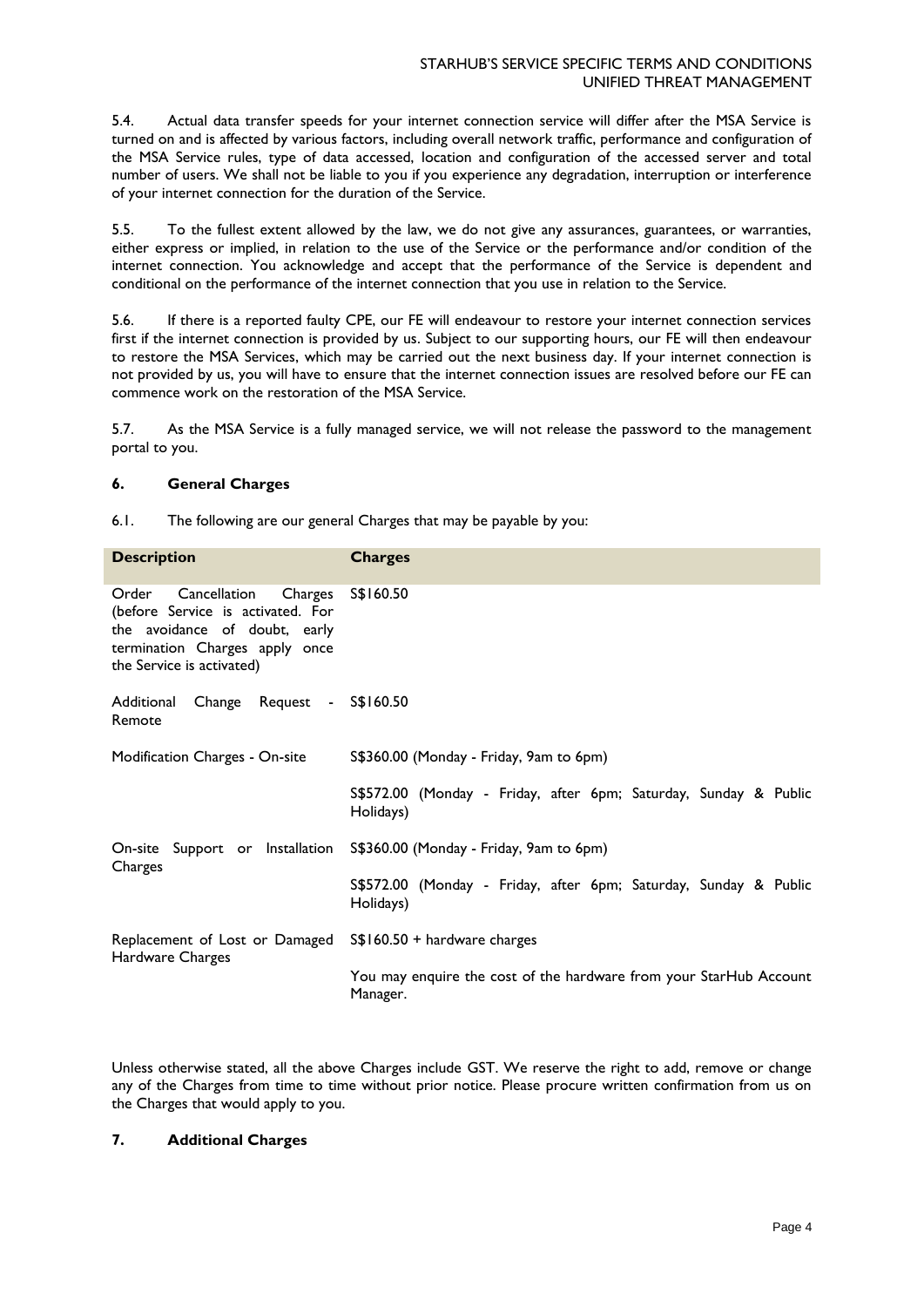5.4. Actual data transfer speeds for your internet connection service will differ after the MSA Service is turned on and is affected by various factors, including overall network traffic, performance and configuration of the MSA Service rules, type of data accessed, location and configuration of the accessed server and total number of users. We shall not be liable to you if you experience any degradation, interruption or interference of your internet connection for the duration of the Service.

5.5. To the fullest extent allowed by the law, we do not give any assurances, guarantees, or warranties, either express or implied, in relation to the use of the Service or the performance and/or condition of the internet connection. You acknowledge and accept that the performance of the Service is dependent and conditional on the performance of the internet connection that you use in relation to the Service.

5.6. If there is a reported faulty CPE, our FE will endeavour to restore your internet connection services first if the internet connection is provided by us. Subject to our supporting hours, our FE will then endeavour to restore the MSA Services, which may be carried out the next business day. If your internet connection is not provided by us, you will have to ensure that the internet connection issues are resolved before our FE can commence work on the restoration of the MSA Service.

5.7. As the MSA Service is a fully managed service, we will not release the password to the management portal to you.

## 6. General Charges

6.1. The following are our general Charges that may be payable by you:

| Description | Charges |
| --- | --- |
| Order Cancellation Charges (before Service is activated. For the avoidance of doubt, early termination Charges apply once the Service is activated) | S$160.50 |
| Additional Change Request - Remote | S$160.50 |
| Modification Charges - On-site | S$360.00 (Monday - Friday, 9am to 6pm)<br><br>S$572.00 (Monday - Friday, after 6pm; Saturday, Sunday & Public Holidays) |
| On-site Support or Installation Charges | S$360.00 (Monday - Friday, 9am to 6pm)<br><br>S$572.00 (Monday - Friday, after 6pm; Saturday, Sunday & Public Holidays) |
| Replacement of Lost or Damaged Hardware Charges | S$160.50 + hardware charges<br><br>You may enquire the cost of the hardware from your StarHub Account Manager. |

Unless otherwise stated, all the above Charges include GST. We reserve the right to add, remove or change any of the Charges from time to time without prior notice. Please procure written confirmation from us on the Charges that would apply to you.

## 7. Additional Charges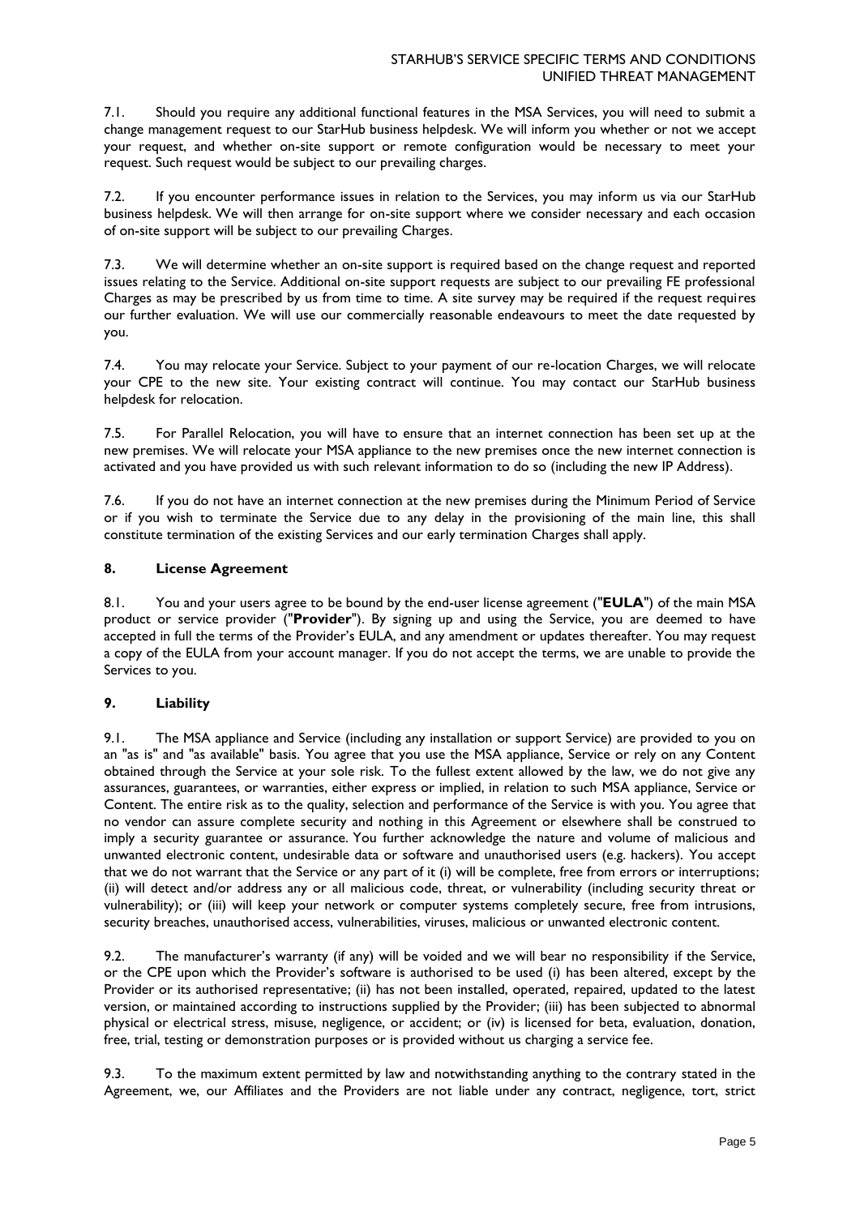7.1. Should you require any additional functional features in the MSA Services, you will need to submit a change management request to our StarHub business helpdesk. We will inform you whether or not we accept your request, and whether on-site support or remote configuration would be necessary to meet your request. Such request would be subject to our prevailing charges.

7.2. If you encounter performance issues in relation to the Services, you may inform us via our StarHub business helpdesk. We will then arrange for on-site support where we consider necessary and each occasion of on-site support will be subject to our prevailing Charges.

7.3. We will determine whether an on-site support is required based on the change request and reported issues relating to the Service. Additional on-site support requests are subject to our prevailing FE professional Charges as may be prescribed by us from time to time. A site survey may be required if the request requires our further evaluation. We will use our commercially reasonable endeavours to meet the date requested by you.

7.4. You may relocate your Service. Subject to your payment of our re-location Charges, we will relocate your CPE to the new site. Your existing contract will continue. You may contact our StarHub business helpdesk for relocation.

7.5. For Parallel Relocation, you will have to ensure that an internet connection has been set up at the new premises. We will relocate your MSA appliance to the new premises once the new internet connection is activated and you have provided us with such relevant information to do so (including the new IP Address).

7.6. If you do not have an internet connection at the new premises during the Minimum Period of Service or if you wish to terminate the Service due to any delay in the provisioning of the main line, this shall constitute termination of the existing Services and our early termination Charges shall apply.

## 8. License Agreement

8.1. You and your users agree to be bound by the end-user license agreement ("**EULA**") of the main MSA product or service provider ("**Provider**"). By signing up and using the Service, you are deemed to have accepted in full the terms of the Provider's EULA, and any amendment or updates thereafter. You may request a copy of the EULA from your account manager. If you do not accept the terms, we are unable to provide the Services to you.

## 9. Liability

9.1. The MSA appliance and Service (including any installation or support Service) are provided to you on an "as is" and "as available" basis. You agree that you use the MSA appliance, Service or rely on any Content obtained through the Service at your sole risk. To the fullest extent allowed by the law, we do not give any assurances, guarantees, or warranties, either express or implied, in relation to such MSA appliance, Service or Content. The entire risk as to the quality, selection and performance of the Service is with you. You agree that no vendor can assure complete security and nothing in this Agreement or elsewhere shall be construed to imply a security guarantee or assurance. You further acknowledge the nature and volume of malicious and unwanted electronic content, undesirable data or software and unauthorised users (e.g. hackers). You accept that we do not warrant that the Service or any part of it (i) will be complete, free from errors or interruptions; (ii) will detect and/or address any or all malicious code, threat, or vulnerability (including security threat or vulnerability); or (iii) will keep your network or computer systems completely secure, free from intrusions, security breaches, unauthorised access, vulnerabilities, viruses, malicious or unwanted electronic content.

9.2. The manufacturer's warranty (if any) will be voided and we will bear no responsibility if the Service, or the CPE upon which the Provider's software is authorised to be used (i) has been altered, except by the Provider or its authorised representative; (ii) has not been installed, operated, repaired, updated to the latest version, or maintained according to instructions supplied by the Provider; (iii) has been subjected to abnormal physical or electrical stress, misuse, negligence, or accident; or (iv) is licensed for beta, evaluation, donation, free, trial, testing or demonstration purposes or is provided without us charging a service fee.

9.3. To the maximum extent permitted by law and notwithstanding anything to the contrary stated in the Agreement, we, our Affiliates and the Providers are not liable under any contract, negligence, tort, strict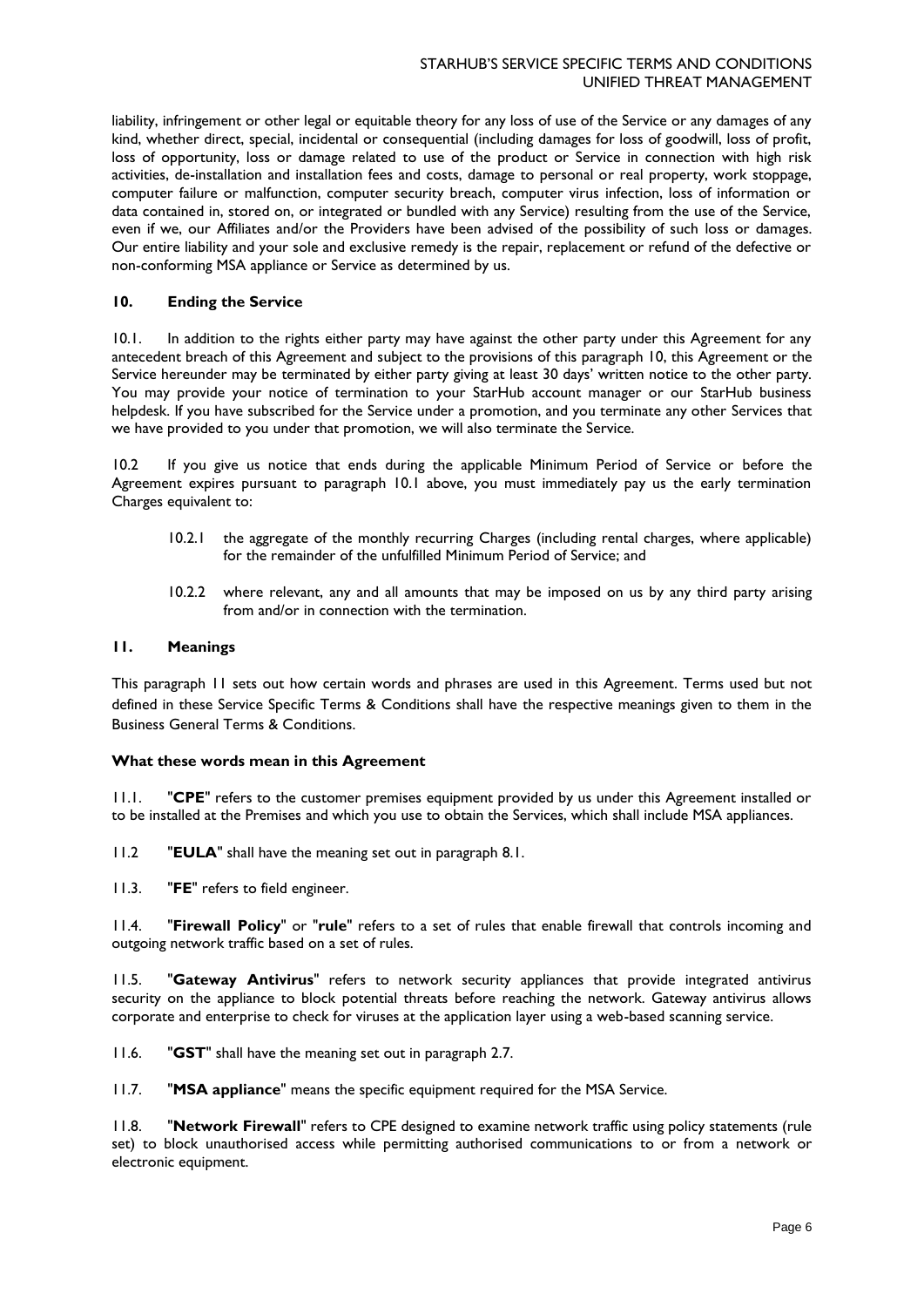liability, infringement or other legal or equitable theory for any loss of use of the Service or any damages of any kind, whether direct, special, incidental or consequential (including damages for loss of goodwill, loss of profit, loss of opportunity, loss or damage related to use of the product or Service in connection with high risk activities, de-installation and installation fees and costs, damage to personal or real property, work stoppage, computer failure or malfunction, computer security breach, computer virus infection, loss of information or data contained in, stored on, or integrated or bundled with any Service) resulting from the use of the Service, even if we, our Affiliates and/or the Providers have been advised of the possibility of such loss or damages. Our entire liability and your sole and exclusive remedy is the repair, replacement or refund of the defective or non-conforming MSA appliance or Service as determined by us.

## 10. Ending the Service

10.1. In addition to the rights either party may have against the other party under this Agreement for any antecedent breach of this Agreement and subject to the provisions of this paragraph 10, this Agreement or the Service hereunder may be terminated by either party giving at least 30 days' written notice to the other party. You may provide your notice of termination to your StarHub account manager or our StarHub business helpdesk. If you have subscribed for the Service under a promotion, and you terminate any other Services that we have provided to you under that promotion, we will also terminate the Service.

10.2 If you give us notice that ends during the applicable Minimum Period of Service or before the Agreement expires pursuant to paragraph 10.1 above, you must immediately pay us the early termination Charges equivalent to:

- 10.2.1 the aggregate of the monthly recurring Charges (including rental charges, where applicable) for the remainder of the unfulfilled Minimum Period of Service; and
- 10.2.2 where relevant, any and all amounts that may be imposed on us by any third party arising from and/or in connection with the termination.

## 11. Meanings

This paragraph 11 sets out how certain words and phrases are used in this Agreement. Terms used but not defined in these Service Specific Terms & Conditions shall have the respective meanings given to them in the Business General Terms & Conditions.

**What these words mean in this Agreement**

11.1. "**CPE**" refers to the customer premises equipment provided by us under this Agreement installed or to be installed at the Premises and which you use to obtain the Services, which shall include MSA appliances.

11.2 "**EULA**" shall have the meaning set out in paragraph 8.1.

11.3. "**FE**" refers to field engineer.

11.4. "**Firewall Policy**" or "**rule**" refers to a set of rules that enable firewall that controls incoming and outgoing network traffic based on a set of rules.

11.5. "**Gateway Antivirus**" refers to network security appliances that provide integrated antivirus security on the appliance to block potential threats before reaching the network. Gateway antivirus allows corporate and enterprise to check for viruses at the application layer using a web-based scanning service.

11.6. "**GST**" shall have the meaning set out in paragraph 2.7.

11.7. "**MSA appliance**" means the specific equipment required for the MSA Service.

11.8. "**Network Firewall**" refers to CPE designed to examine network traffic using policy statements (rule set) to block unauthorised access while permitting authorised communications to or from a network or electronic equipment.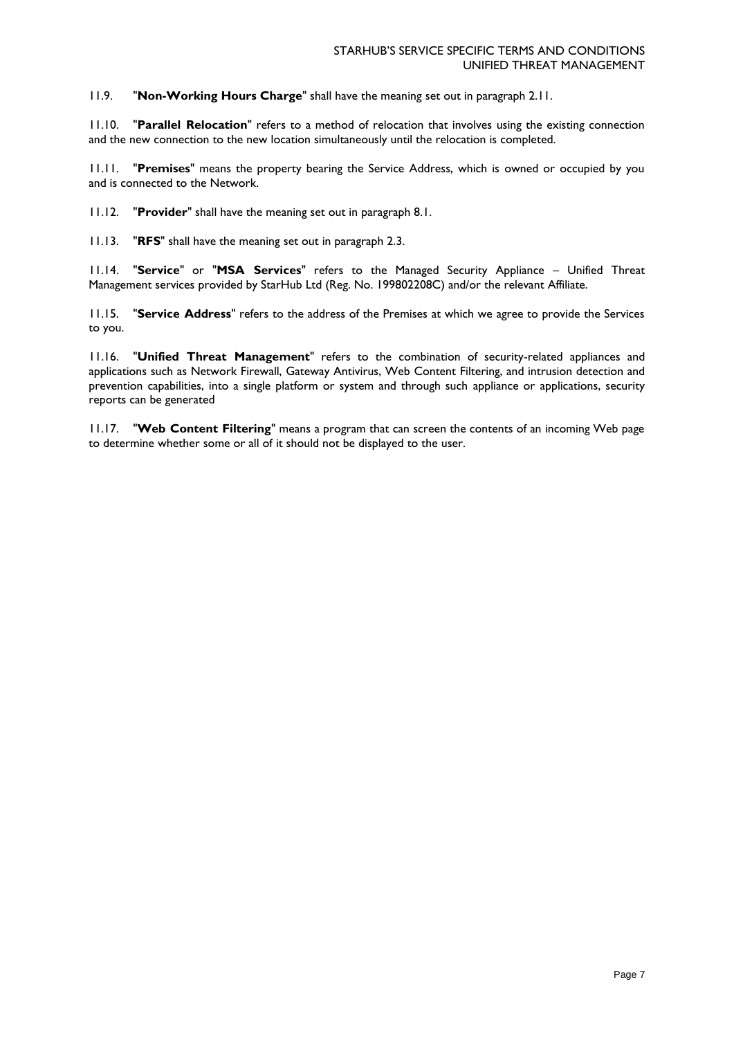11.9. "**Non-Working Hours Charge**" shall have the meaning set out in paragraph 2.11.

11.10. "**Parallel Relocation**" refers to a method of relocation that involves using the existing connection and the new connection to the new location simultaneously until the relocation is completed.

11.11. "**Premises**" means the property bearing the Service Address, which is owned or occupied by you and is connected to the Network.

11.12. "**Provider**" shall have the meaning set out in paragraph 8.1.

11.13. "**RFS**" shall have the meaning set out in paragraph 2.3.

11.14. "**Service**" or "**MSA Services**" refers to the Managed Security Appliance – Unified Threat Management services provided by StarHub Ltd (Reg. No. 199802208C) and/or the relevant Affiliate.

11.15. "**Service Address**" refers to the address of the Premises at which we agree to provide the Services to you.

11.16. "**Unified Threat Management**" refers to the combination of security-related appliances and applications such as Network Firewall, Gateway Antivirus, Web Content Filtering, and intrusion detection and prevention capabilities, into a single platform or system and through such appliance or applications, security reports can be generated

11.17. "**Web Content Filtering**" means a program that can screen the contents of an incoming Web page to determine whether some or all of it should not be displayed to the user.